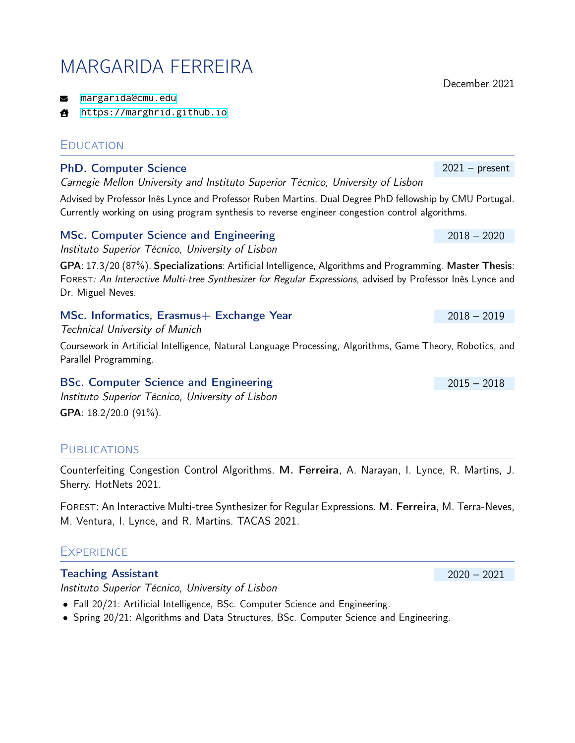# MARGARIDA FERREIRA

December 2021

- margarida@cmu.edu
- https://marghrid.github.io

## Education

### PhD. Computer Science — 2021 – present

*Carnegie Mellon University and Instituto Superior Técnico, University of Lisbon*

Advised by Professor Inês Lynce and Professor Ruben Martins. Dual Degree PhD fellowship by CMU Portugal. Currently working on using program synthesis to reverse engineer congestion control algorithms.

### MSc. Computer Science and Engineering — 2018 – 2020

*Instituto Superior Técnico, University of Lisbon*

**GPA**: 17.3/20 (87%). **Specializations**: Artificial Intelligence, Algorithms and Programming. **Master Thesis**: FOREST*: An Interactive Multi-tree Synthesizer for Regular Expressions*, advised by Professor Inês Lynce and Dr. Miguel Neves.

### MSc. Informatics, Erasmus+ Exchange Year — 2018 – 2019

*Technical University of Munich*

Coursework in Artificial Intelligence, Natural Language Processing, Algorithms, Game Theory, Robotics, and Parallel Programming.

### BSc. Computer Science and Engineering — 2015 – 2018

*Instituto Superior Técnico, University of Lisbon*

**GPA**: 18.2/20.0 (91%).

## Publications

Counterfeiting Congestion Control Algorithms. **M. Ferreira**, A. Narayan, I. Lynce, R. Martins, J. Sherry. HotNets 2021.

FOREST: An Interactive Multi-tree Synthesizer for Regular Expressions. **M. Ferreira**, M. Terra-Neves, M. Ventura, I. Lynce, and R. Martins. TACAS 2021.

## Experience

### Teaching Assistant — 2020 – 2021

*Instituto Superior Técnico, University of Lisbon*

- Fall 20/21: Artificial Intelligence, BSc. Computer Science and Engineering.
- Spring 20/21: Algorithms and Data Structures, BSc. Computer Science and Engineering.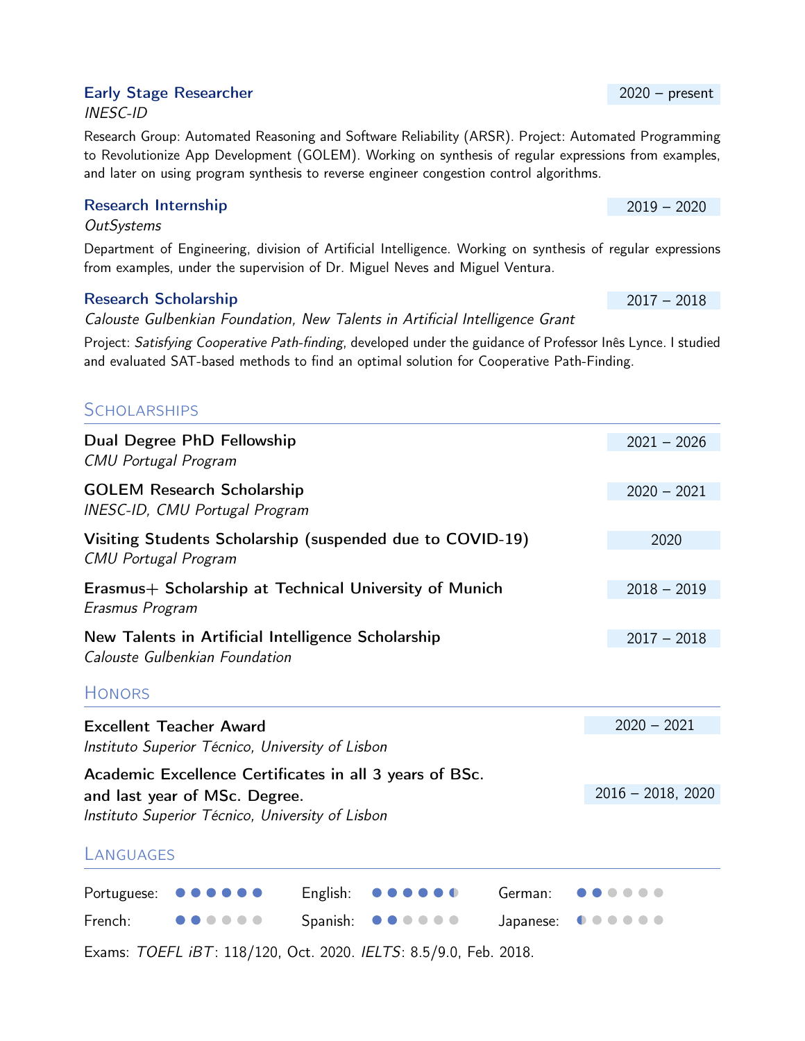### Early Stage Researcher
*INESC-ID* — 2020 – present

Research Group: Automated Reasoning and Software Reliability (ARSR). Project: Automated Programming to Revolutionize App Development (GOLEM). Working on synthesis of regular expressions from examples, and later on using program synthesis to reverse engineer congestion control algorithms.

### Research Internship
*OutSystems* — 2019 – 2020

Department of Engineering, division of Artificial Intelligence. Working on synthesis of regular expressions from examples, under the supervision of Dr. Miguel Neves and Miguel Ventura.

### Research Scholarship
*Calouste Gulbenkian Foundation, New Talents in Artificial Intelligence Grant* — 2017 – 2018

Project: *Satisfying Cooperative Path-finding*, developed under the guidance of Professor Inês Lynce. I studied and evaluated SAT-based methods to find an optimal solution for Cooperative Path-Finding.

## Scholarships

**Dual Degree PhD Fellowship** — 2021 – 2026
*CMU Portugal Program*

**GOLEM Research Scholarship** — 2020 – 2021
*INESC-ID, CMU Portugal Program*

**Visiting Students Scholarship (suspended due to COVID-19)** — 2020
*CMU Portugal Program*

**Erasmus+ Scholarship at Technical University of Munich** — 2018 – 2019
*Erasmus Program*

**New Talents in Artificial Intelligence Scholarship** — 2017 – 2018
*Calouste Gulbenkian Foundation*

## Honors

**Excellent Teacher Award** — 2020 – 2021
*Instituto Superior Técnico, University of Lisbon*

**Academic Excellence Certificates in all 3 years of BSc. and last year of MSc. Degree.** — 2016 – 2018, 2020
*Instituto Superior Técnico, University of Lisbon*

## Languages

Portuguese: ●●●●●● English: ●●●●●◐ German: ●●○○○○

French: ●●○○○○ Spanish: ●●○○○○ Japanese: ◐○○○○○

Exams: *TOEFL iBT*: 118/120, Oct. 2020. *IELTS*: 8.5/9.0, Feb. 2018.